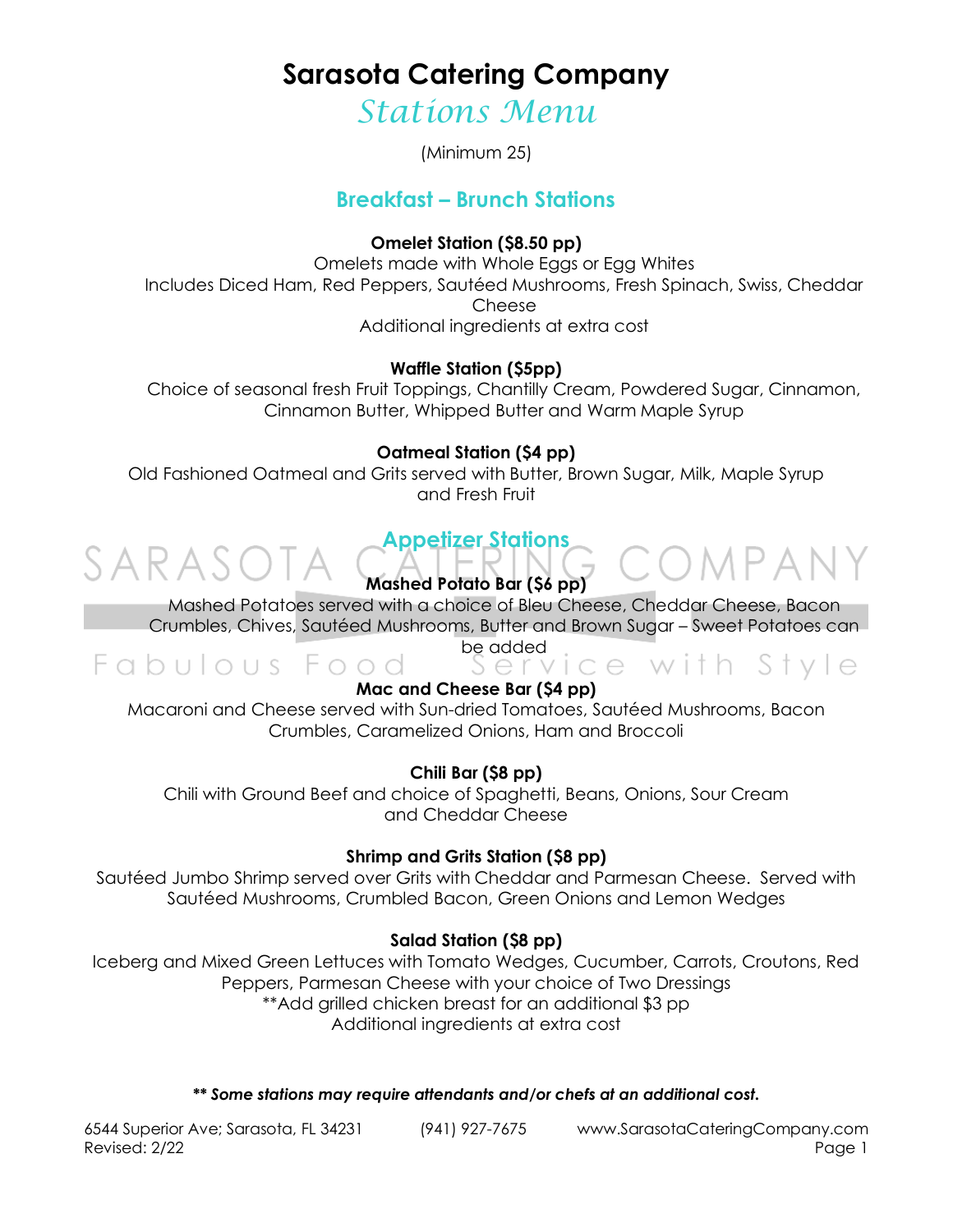# Sarasota Catering Company

## *Stations Menu*

(Minimum 25)

## Breakfast – Brunch Stations

**Omelet Station ($8.50 pp)**
Omelets made with Whole Eggs or Egg Whites
Includes Diced Ham, Red Peppers, Sautéed Mushrooms, Fresh Spinach, Swiss, Cheddar Cheese
Additional ingredients at extra cost

**Waffle Station ($5pp)**
Choice of seasonal fresh Fruit Toppings, Chantilly Cream, Powdered Sugar, Cinnamon, Cinnamon Butter, Whipped Butter and Warm Maple Syrup

**Oatmeal Station ($4 pp)**
Old Fashioned Oatmeal and Grits served with Butter, Brown Sugar, Milk, Maple Syrup and Fresh Fruit

## Appetizer Stations

**Mashed Potato Bar ($6 pp)**
Mashed Potatoes served with a choice of Bleu Cheese, Cheddar Cheese, Bacon Crumbles, Chives, Sautéed Mushrooms, Butter and Brown Sugar – Sweet Potatoes can be added

**Mac and Cheese Bar ($4 pp)**
Macaroni and Cheese served with Sun-dried Tomatoes, Sautéed Mushrooms, Bacon Crumbles, Caramelized Onions, Ham and Broccoli

**Chili Bar ($8 pp)**
Chili with Ground Beef and choice of Spaghetti, Beans, Onions, Sour Cream and Cheddar Cheese

**Shrimp and Grits Station ($8 pp)**
Sautéed Jumbo Shrimp served over Grits with Cheddar and Parmesan Cheese. Served with Sautéed Mushrooms, Crumbled Bacon, Green Onions and Lemon Wedges

**Salad Station ($8 pp)**
Iceberg and Mixed Green Lettuces with Tomato Wedges, Cucumber, Carrots, Croutons, Red Peppers, Parmesan Cheese with your choice of Two Dressings
**Add grilled chicken breast for an additional $3 pp
Additional ingredients at extra cost

***\*\* Some stations may require attendants and/or chefs at an additional cost.***

6544 Superior Ave; Sarasota, FL 34231 (941) 927-7675 www.SarasotaCateringCompany.com
Revised: 2/22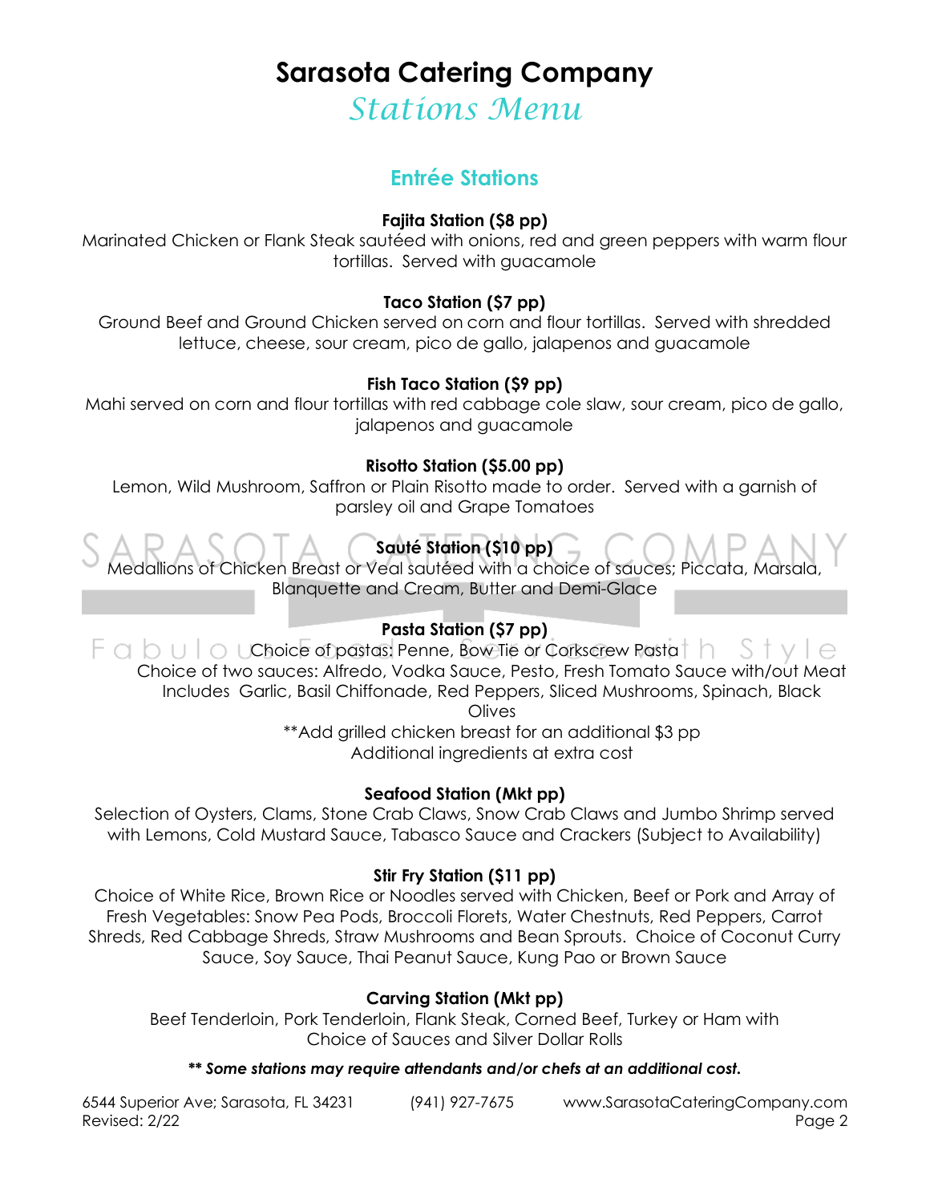# Sarasota Catering Company

## *Stations Menu*

### Entrée Stations

**Fajita Station ($8 pp)**
Marinated Chicken or Flank Steak sautéed with onions, red and green peppers with warm flour tortillas. Served with guacamole

**Taco Station ($7 pp)**
Ground Beef and Ground Chicken served on corn and flour tortillas. Served with shredded lettuce, cheese, sour cream, pico de gallo, jalapenos and guacamole

**Fish Taco Station ($9 pp)**
Mahi served on corn and flour tortillas with red cabbage cole slaw, sour cream, pico de gallo, jalapenos and guacamole

**Risotto Station ($5.00 pp)**
Lemon, Wild Mushroom, Saffron or Plain Risotto made to order. Served with a garnish of parsley oil and Grape Tomatoes

**Sauté Station ($10 pp)**
Medallions of Chicken Breast or Veal sautéed with a choice of sauces; Piccata, Marsala, Blanquette and Cream, Butter and Demi-Glace

**Pasta Station ($7 pp)**
Choice of pastas: Penne, Bow Tie or Corkscrew Pasta
Choice of two sauces: Alfredo, Vodka Sauce, Pesto, Fresh Tomato Sauce with/out Meat
Includes Garlic, Basil Chiffonade, Red Peppers, Sliced Mushrooms, Spinach, Black Olives
**Add grilled chicken breast for an additional $3 pp
Additional ingredients at extra cost

**Seafood Station (Mkt pp)**
Selection of Oysters, Clams, Stone Crab Claws, Snow Crab Claws and Jumbo Shrimp served with Lemons, Cold Mustard Sauce, Tabasco Sauce and Crackers (Subject to Availability)

**Stir Fry Station ($11 pp)**
Choice of White Rice, Brown Rice or Noodles served with Chicken, Beef or Pork and Array of Fresh Vegetables: Snow Pea Pods, Broccoli Florets, Water Chestnuts, Red Peppers, Carrot Shreds, Red Cabbage Shreds, Straw Mushrooms and Bean Sprouts. Choice of Coconut Curry Sauce, Soy Sauce, Thai Peanut Sauce, Kung Pao or Brown Sauce

**Carving Station (Mkt pp)**
Beef Tenderloin, Pork Tenderloin, Flank Steak, Corned Beef, Turkey or Ham with Choice of Sauces and Silver Dollar Rolls

***** Some stations may require attendants and/or chefs at an additional cost.***

6544 Superior Ave; Sarasota, FL 34231 (941) 927-7675 www.SarasotaCateringCompany.com
Revised: 2/22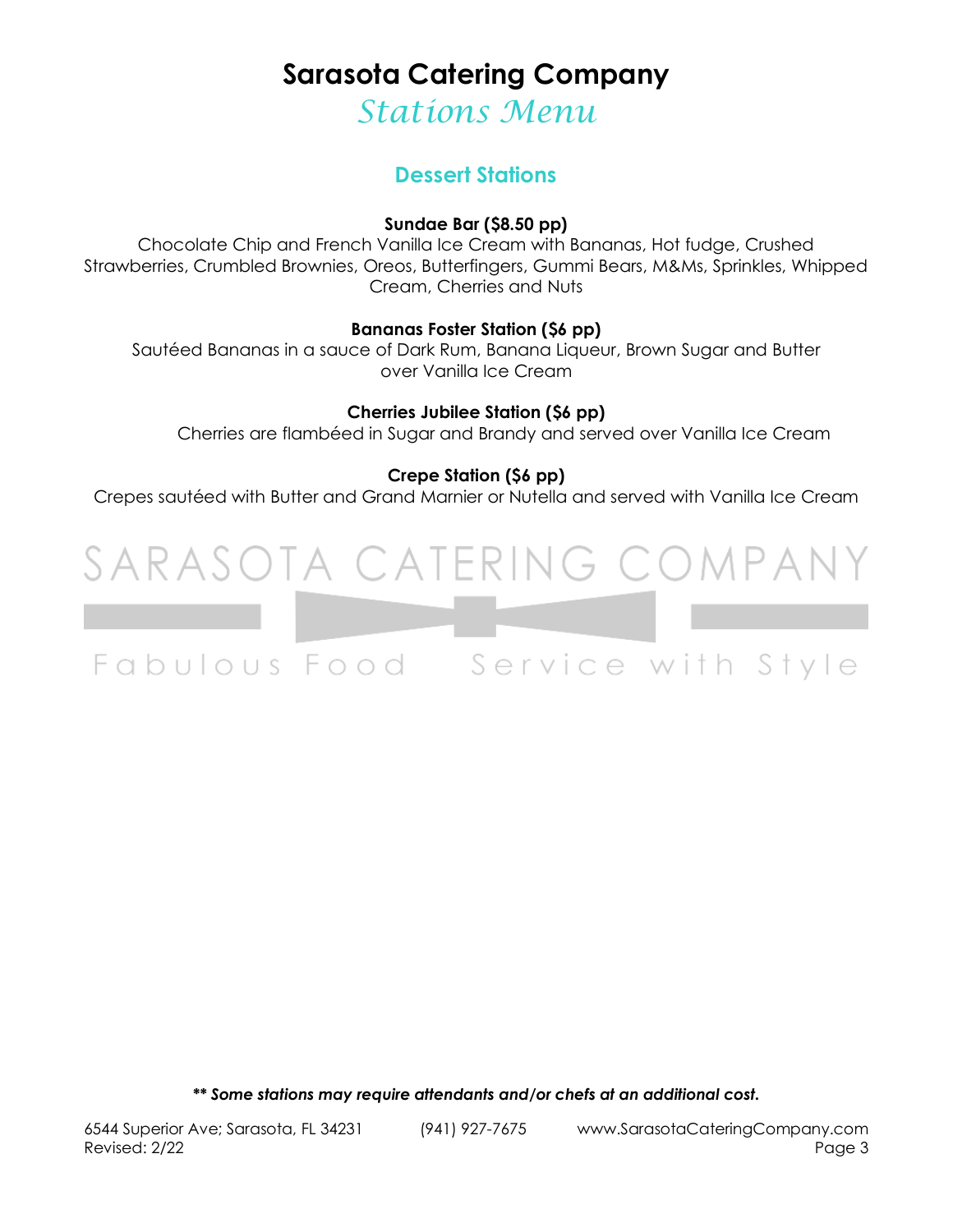# Sarasota Catering Company

*Stations Menu*

## Dessert Stations

**Sundae Bar ($8.50 pp)**

Chocolate Chip and French Vanilla Ice Cream with Bananas, Hot fudge, Crushed Strawberries, Crumbled Brownies, Oreos, Butterfingers, Gummi Bears, M&Ms, Sprinkles, Whipped Cream, Cherries and Nuts

**Bananas Foster Station ($6 pp)**

Sautéed Bananas in a sauce of Dark Rum, Banana Liqueur, Brown Sugar and Butter over Vanilla Ice Cream

**Cherries Jubilee Station ($6 pp)**

Cherries are flambéed in Sugar and Brandy and served over Vanilla Ice Cream

**Crepe Station ($6 pp)**

Crepes sautéed with Butter and Grand Marnier or Nutella and served with Vanilla Ice Cream

SARASOTA CATERING COMPANY

Fabulous Food Service with Style

***\*\* Some stations may require attendants and/or chefs at an additional cost.***

6544 Superior Ave; Sarasota, FL 34231 (941) 927-7675 www.SarasotaCateringCompany.com
Revised: 2/22